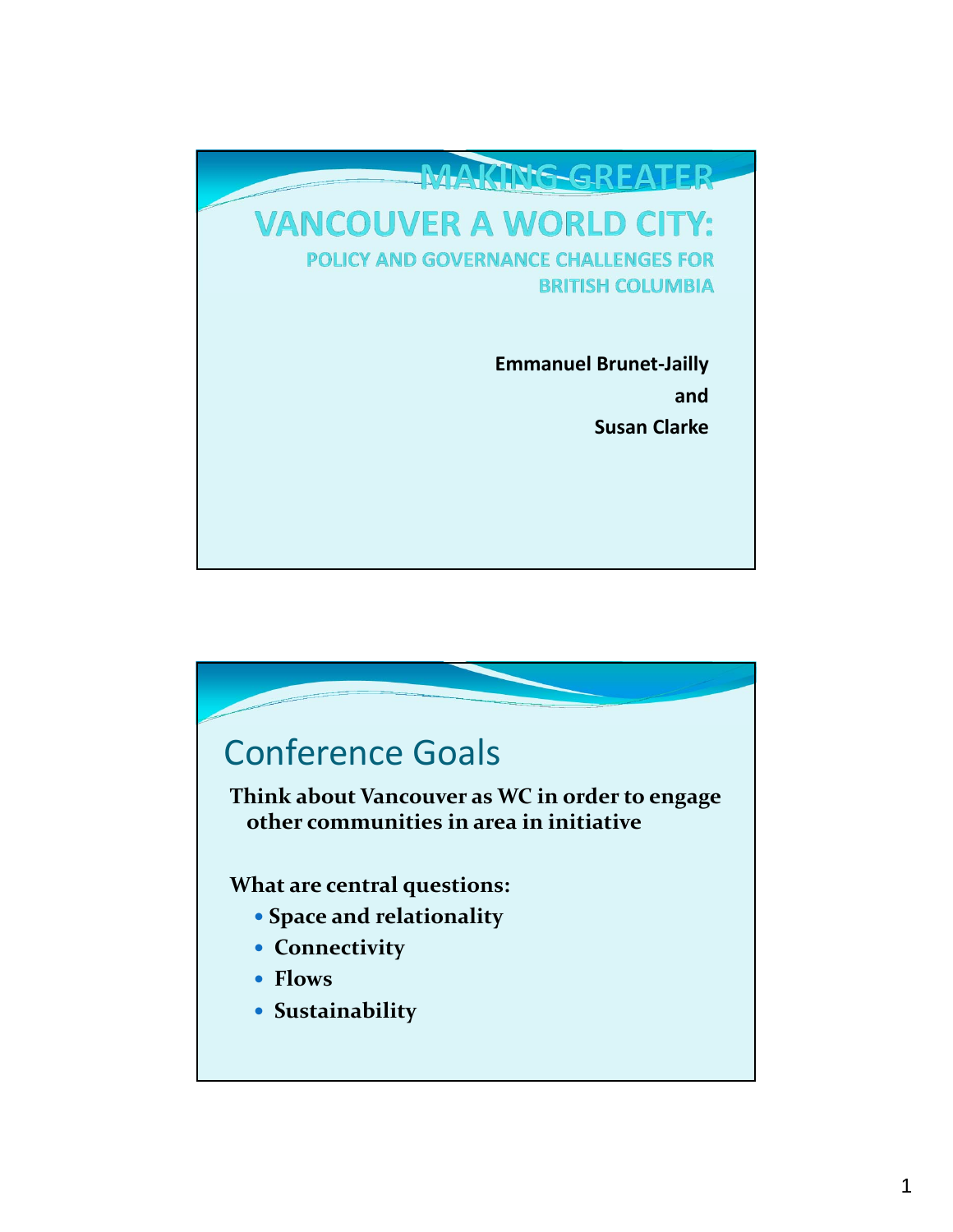# MAKING GREATER VANCOUVER A WORLD CITY:

## POLICY AND GOVERNANCE CHALLENGES FOR BRITISH COLUMBIA

**Emmanuel Brunet-Jailly**

**and**

**Susan Clarke**

## Conference Goals

**Think about Vancouver as WC in order to engage other communities in area in initiative**

**What are central questions:**

- **Space and relationality**
- **Connectivity**
- **Flows**
- **Sustainability**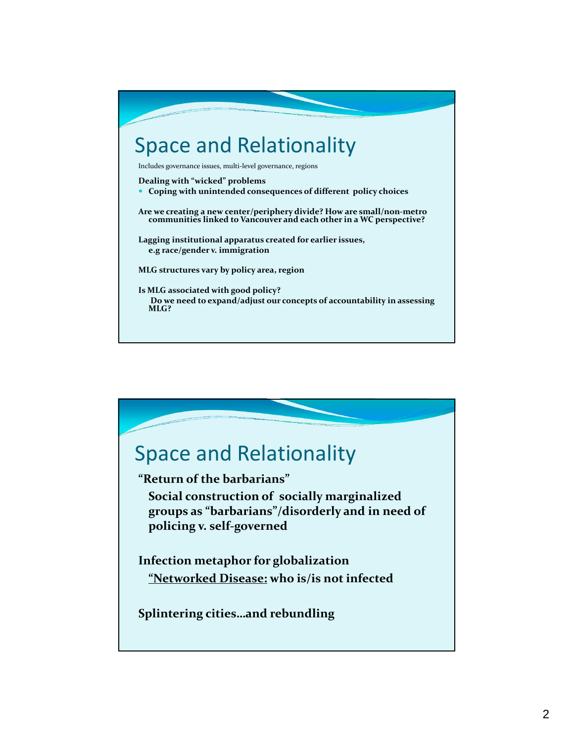## Space and Relationality

Includes governance issues, multi-level governance, regions

**Dealing with "wicked" problems**

- **Coping with unintended consequences of different policy choices**

**Are we creating a new center/periphery divide? How are small/non-metro communities linked to Vancouver and each other in a WC perspective?**

**Lagging institutional apparatus created for earlier issues, e.g race/gender v. immigration**

**MLG structures vary by policy area, region**

**Is MLG associated with good policy?**
**Do we need to expand/adjust our concepts of accountability in assessing MLG?**

## Space and Relationality

**"Return of the barbarians"**

**Social construction of socially marginalized groups as "barbarians"/disorderly and in need of policing v. self-governed**

**Infection metaphor for globalization**

**"Networked Disease: who is/is not infected**

**Splintering cities…and rebundling**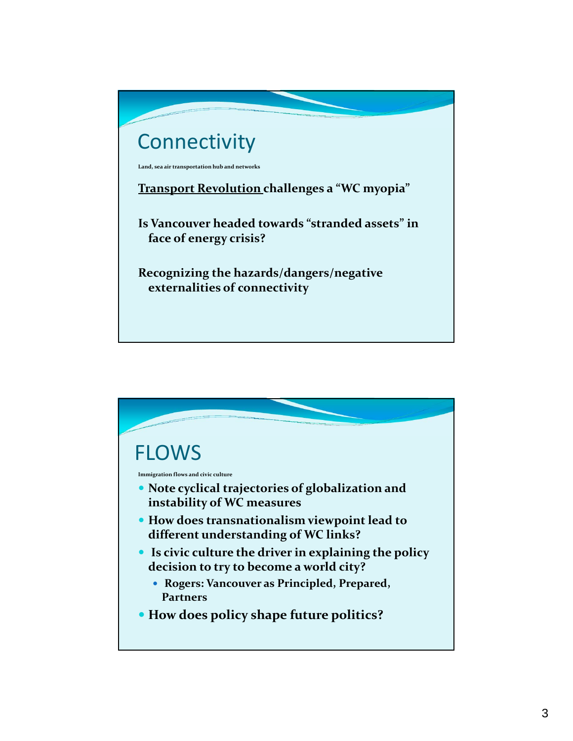## Connectivity

**Land, sea air transportation hub and networks**

**Transport Revolution challenges a "WC myopia"**

**Is Vancouver headed towards "stranded assets" in face of energy crisis?**

**Recognizing the hazards/dangers/negative externalities of connectivity**

## FLOWS

**Immigration flows and civic culture**

- **Note cyclical trajectories of globalization and instability of WC measures**
- **How does transnationalism viewpoint lead to different understanding of WC links?**
- **Is civic culture the driver in explaining the policy decision to try to become a world city?**
  - **Rogers: Vancouver as Principled, Prepared, Partners**
- **How does policy shape future politics?**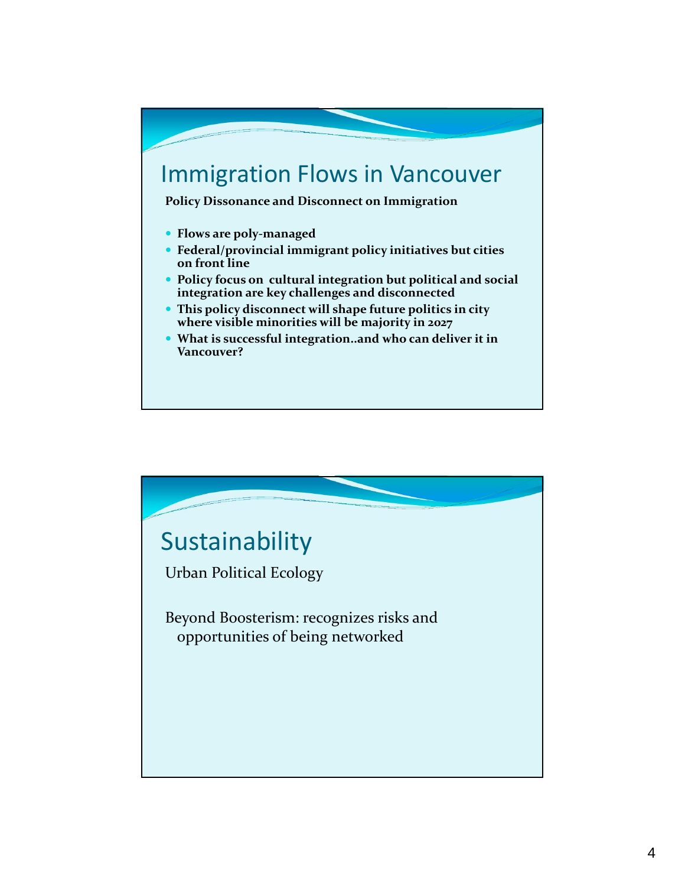# Immigration Flows in Vancouver

**Policy Dissonance and Disconnect on Immigration**

- **Flows are poly-managed**
- **Federal/provincial immigrant policy initiatives but cities on front line**
- **Policy focus on cultural integration but political and social integration are key challenges and disconnected**
- **This policy disconnect will shape future politics in city where visible minorities will be majority in 2027**
- **What is successful integration..and who can deliver it in Vancouver?**

# Sustainability

Urban Political Ecology

Beyond Boosterism: recognizes risks and opportunities of being networked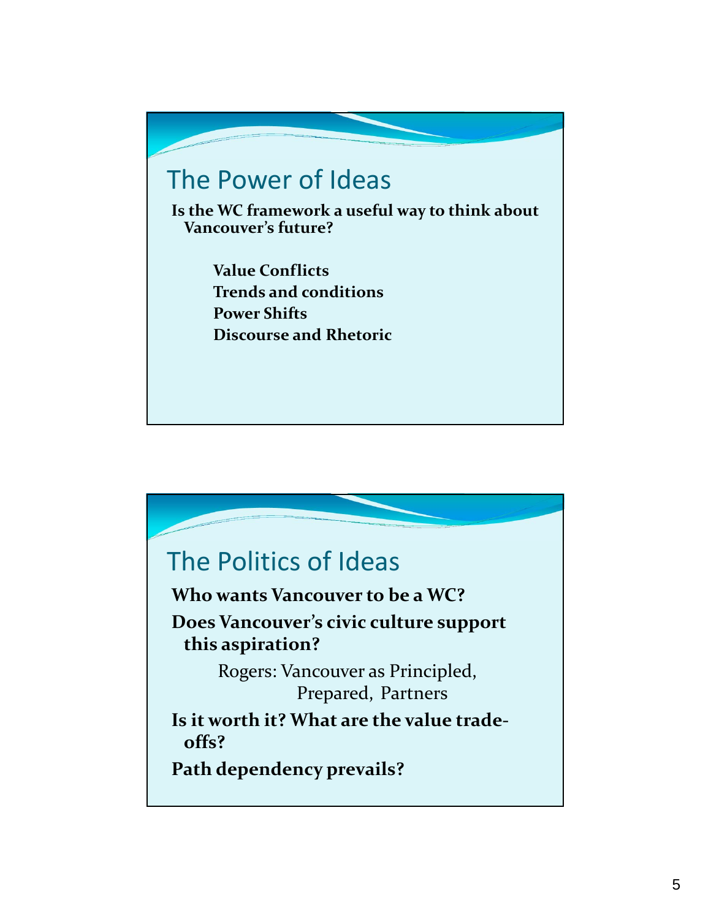## The Power of Ideas

**Is the WC framework a useful way to think about Vancouver's future?**

**Value Conflicts**
**Trends and conditions**
**Power Shifts**
**Discourse and Rhetoric**

## The Politics of Ideas

**Who wants Vancouver to be a WC?**

**Does Vancouver's civic culture support this aspiration?**

Rogers: Vancouver as Principled, Prepared, Partners

**Is it worth it? What are the value trade-offs?**

**Path dependency prevails?**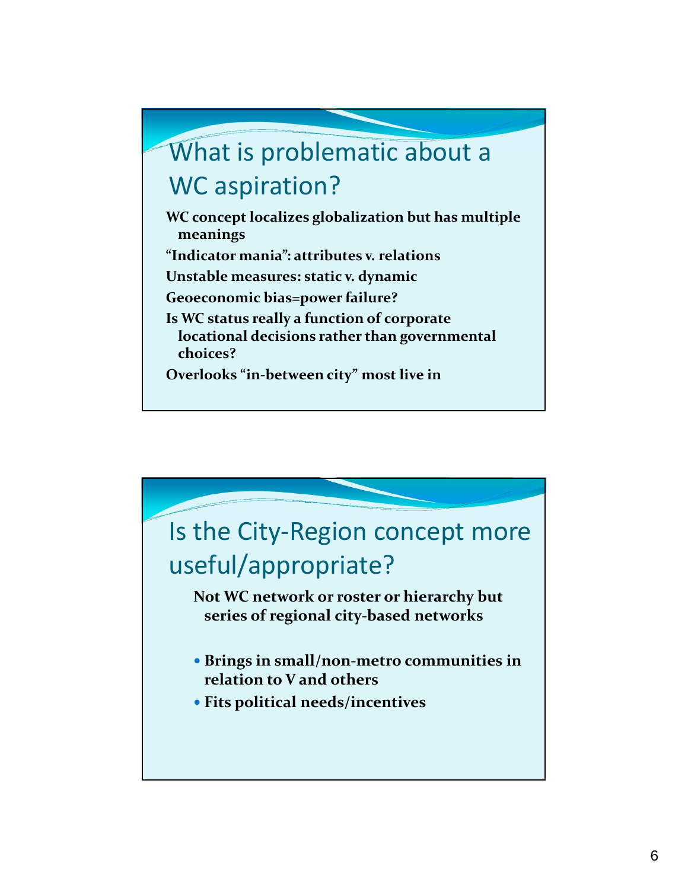## What is problematic about a WC aspiration?

**WC concept localizes globalization but has multiple meanings**

**"Indicator mania": attributes v. relations**

**Unstable measures: static v. dynamic**

**Geoeconomic bias=power failure?**

**Is WC status really a function of corporate locational decisions rather than governmental choices?**

**Overlooks "in-between city" most live in**

## Is the City-Region concept more useful/appropriate?

**Not WC network or roster or hierarchy but series of regional city-based networks**

- **Brings in small/non-metro communities in relation to V and others**
- **Fits political needs/incentives**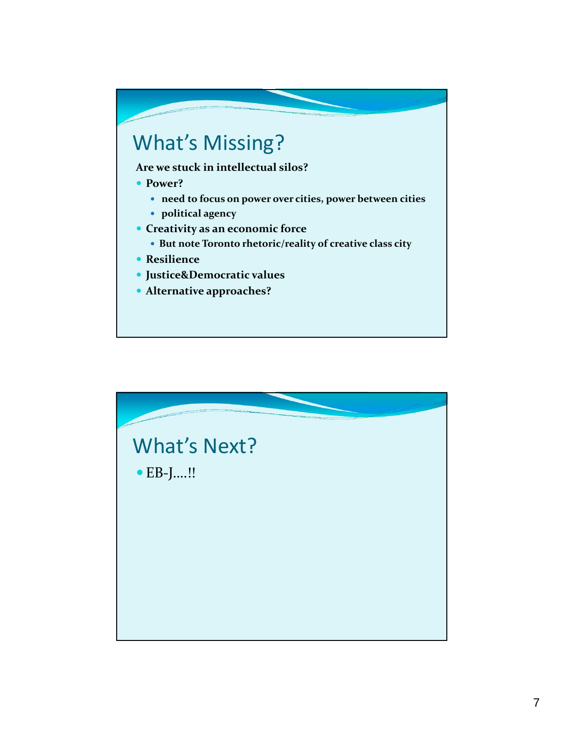## What's Missing?

**Are we stuck in intellectual silos?**

- **Power?**
  - **need to focus on power over cities, power between cities**
  - **political agency**
- **Creativity as an economic force**
  - **But note Toronto rhetoric/reality of creative class city**
- **Resilience**
- **Justice&Democratic values**
- **Alternative approaches?**

## What's Next?

- EB-J….!!